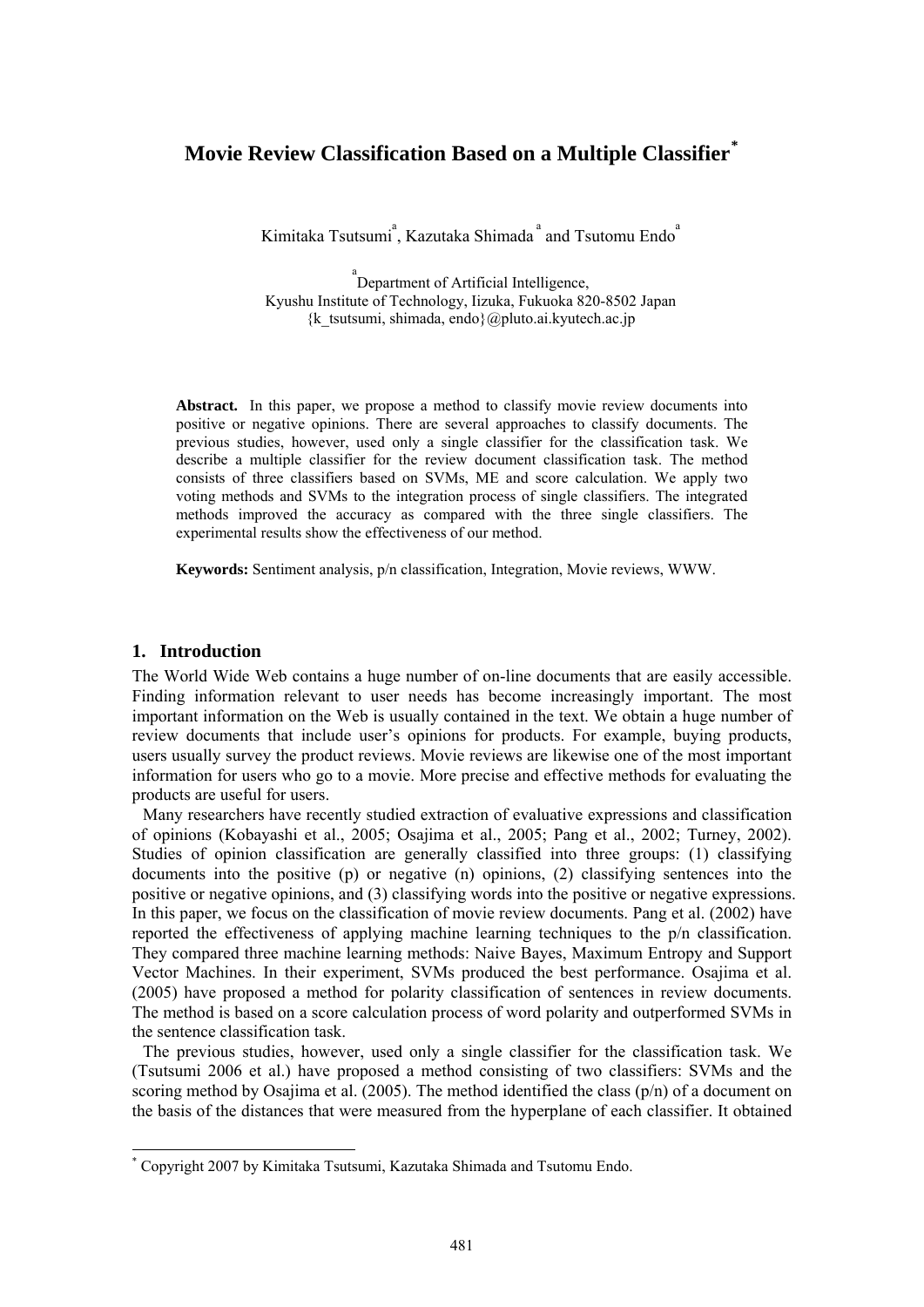# Movie Review Classification Based on a Multiple Classifier[*]

Kimitaka Tsutsumi[a], Kazutaka Shimada[a] and Tsutomu Endo[a]

[a]Department of Artificial Intelligence,
Kyushu Institute of Technology, Iizuka, Fukuoka 820-8502 Japan
{k_tsutsumi, shimada, endo}@pluto.ai.kyutech.ac.jp

**Abstract.** In this paper, we propose a method to classify movie review documents into positive or negative opinions. There are several approaches to classify documents. The previous studies, however, used only a single classifier for the classification task. We describe a multiple classifier for the review document classification task. The method consists of three classifiers based on SVMs, ME and score calculation. We apply two voting methods and SVMs to the integration process of single classifiers. The integrated methods improved the accuracy as compared with the three single classifiers. The experimental results show the effectiveness of our method.

**Keywords:** Sentiment analysis, p/n classification, Integration, Movie reviews, WWW.

## 1. Introduction

The World Wide Web contains a huge number of on-line documents that are easily accessible. Finding information relevant to user needs has become increasingly important. The most important information on the Web is usually contained in the text. We obtain a huge number of review documents that include user's opinions for products. For example, buying products, users usually survey the product reviews. Movie reviews are likewise one of the most important information for users who go to a movie. More precise and effective methods for evaluating the products are useful for users.

Many researchers have recently studied extraction of evaluative expressions and classification of opinions (Kobayashi et al., 2005; Osajima et al., 2005; Pang et al., 2002; Turney, 2002). Studies of opinion classification are generally classified into three groups: (1) classifying documents into the positive (p) or negative (n) opinions, (2) classifying sentences into the positive or negative opinions, and (3) classifying words into the positive or negative expressions. In this paper, we focus on the classification of movie review documents. Pang et al. (2002) have reported the effectiveness of applying machine learning techniques to the p/n classification. They compared three machine learning methods: Naive Bayes, Maximum Entropy and Support Vector Machines. In their experiment, SVMs produced the best performance. Osajima et al. (2005) have proposed a method for polarity classification of sentences in review documents. The method is based on a score calculation process of word polarity and outperformed SVMs in the sentence classification task.

The previous studies, however, used only a single classifier for the classification task. We (Tsutsumi 2006 et al.) have proposed a method consisting of two classifiers: SVMs and the scoring method by Osajima et al. (2005). The method identified the class (p/n) of a document on the basis of the distances that were measured from the hyperplane of each classifier. It obtained

[*] Copyright 2007 by Kimitaka Tsutsumi, Kazutaka Shimada and Tsutomu Endo.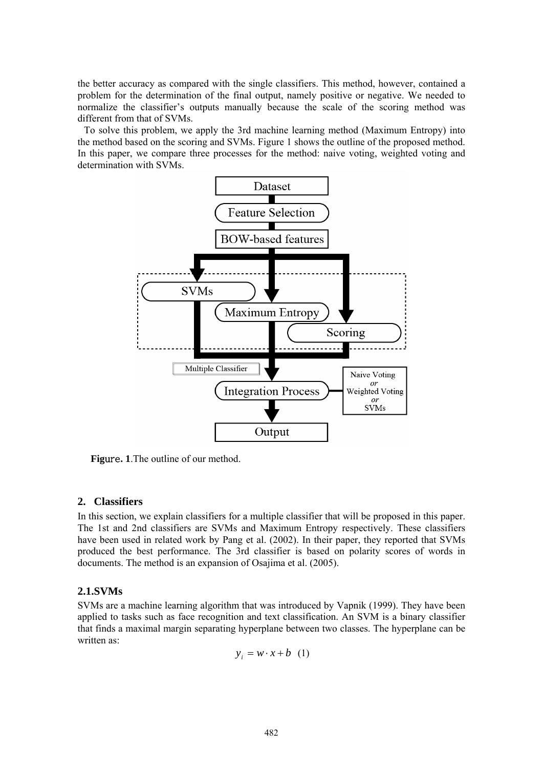the better accuracy as compared with the single classifiers. This method, however, contained a problem for the determination of the final output, namely positive or negative. We needed to normalize the classifier's outputs manually because the scale of the scoring method was different from that of SVMs.

To solve this problem, we apply the 3rd machine learning method (Maximum Entropy) into the method based on the scoring and SVMs. Figure 1 shows the outline of the proposed method. In this paper, we compare three processes for the method: naive voting, weighted voting and determination with SVMs.

**Figure. 1**.The outline of our method.

## 2. Classifiers

In this section, we explain classifiers for a multiple classifier that will be proposed in this paper. The 1st and 2nd classifiers are SVMs and Maximum Entropy respectively. These classifiers have been used in related work by Pang et al. (2002). In their paper, they reported that SVMs produced the best performance. The 3rd classifier is based on polarity scores of words in documents. The method is an expansion of Osajima et al. (2005).

### 2.1.SVMs

SVMs are a machine learning algorithm that was introduced by Vapnik (1999). They have been applied to tasks such as face recognition and text classification. An SVM is a binary classifier that finds a maximal margin separating hyperplane between two classes. The hyperplane can be written as:

$$y_i = w \cdot x + b \quad (1)$$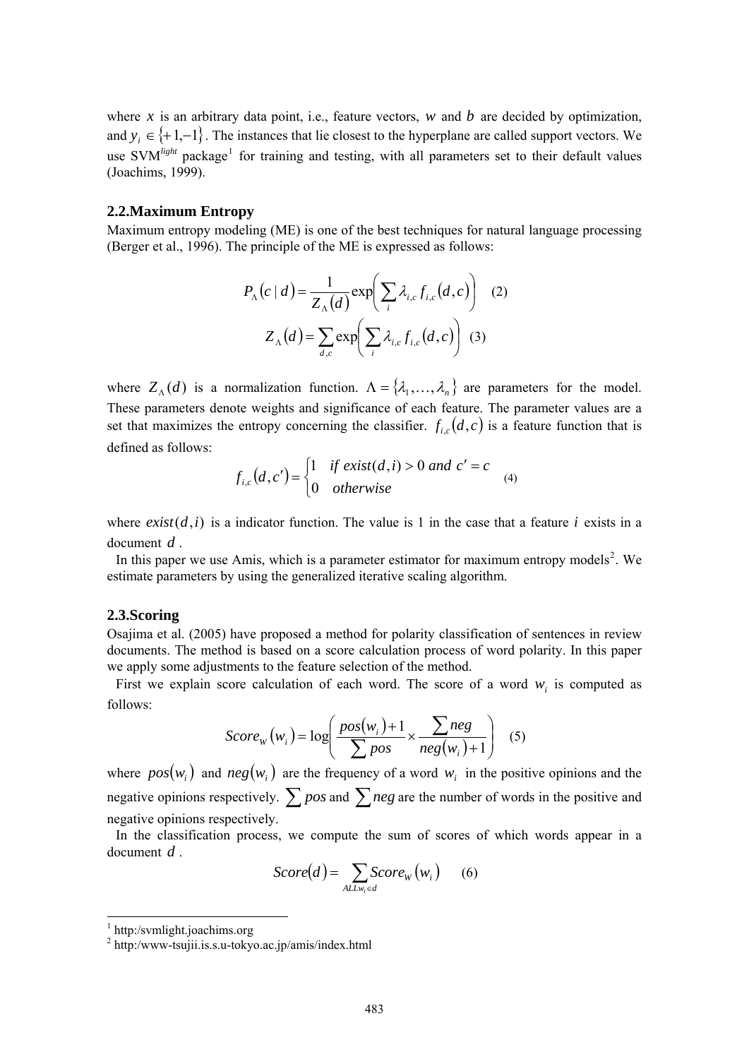where $x$ is an arbitrary data point, i.e., feature vectors, $w$ and $b$ are decided by optimization, and $y_i \in \{+1,-1\}$. The instances that lie closest to the hyperplane are called support vectors. We use SVM$^{light}$ package[1] for training and testing, with all parameters set to their default values (Joachims, 1999).

### 2.2.Maximum Entropy

Maximum entropy modeling (ME) is one of the best techniques for natural language processing (Berger et al., 1996). The principle of the ME is expressed as follows:

$$P_\Lambda(c \mid d) = \frac{1}{Z_\Lambda(d)} \exp\left( \sum_i \lambda_{i,c} f_{i,c}(d,c) \right) \quad (2)$$

$$Z_\Lambda(d) = \sum_{d,c} \exp\left( \sum_i \lambda_{i,c} f_{i,c}(d,c) \right) \quad (3)$$

where $Z_\Lambda(d)$ is a normalization function. $\Lambda = \{\lambda_1, \ldots, \lambda_n\}$ are parameters for the model. These parameters denote weights and significance of each feature. The parameter values are a set that maximizes the entropy concerning the classifier. $f_{i,c}(d,c)$ is a feature function that is defined as follows:

$$f_{i,c}(d,c') = \begin{cases} 1 & if\ exist(d,i) > 0\ and\ c' = c \\ 0 & otherwise \end{cases} \quad (4)$$

where $exist(d,i)$ is a indicator function. The value is 1 in the case that a feature $i$ exists in a document $d$.

In this paper we use Amis, which is a parameter estimator for maximum entropy models[2]. We estimate parameters by using the generalized iterative scaling algorithm.

### 2.3.Scoring

Osajima et al. (2005) have proposed a method for polarity classification of sentences in review documents. The method is based on a score calculation process of word polarity. In this paper we apply some adjustments to the feature selection of the method.

First we explain score calculation of each word. The score of a word $w_i$ is computed as follows:

$$Score_W(w_i) = \log\left( \frac{pos(w_i)+1}{\sum pos} \times \frac{\sum neg}{neg(w_i)+1} \right) \quad (5)$$

where $pos(w_i)$ and $neg(w_i)$ are the frequency of a word $w_i$ in the positive opinions and the negative opinions respectively. $\sum pos$ and $\sum neg$ are the number of words in the positive and negative opinions respectively.

In the classification process, we compute the sum of scores of which words appear in a document $d$.

$$Score(d) = \sum_{ALL w_i \in d} Score_W(w_i) \quad (6)$$

[1] http:/svmlight.joachims.org

[2] http:/www-tsujii.is.s.u-tokyo.ac.jp/amis/index.html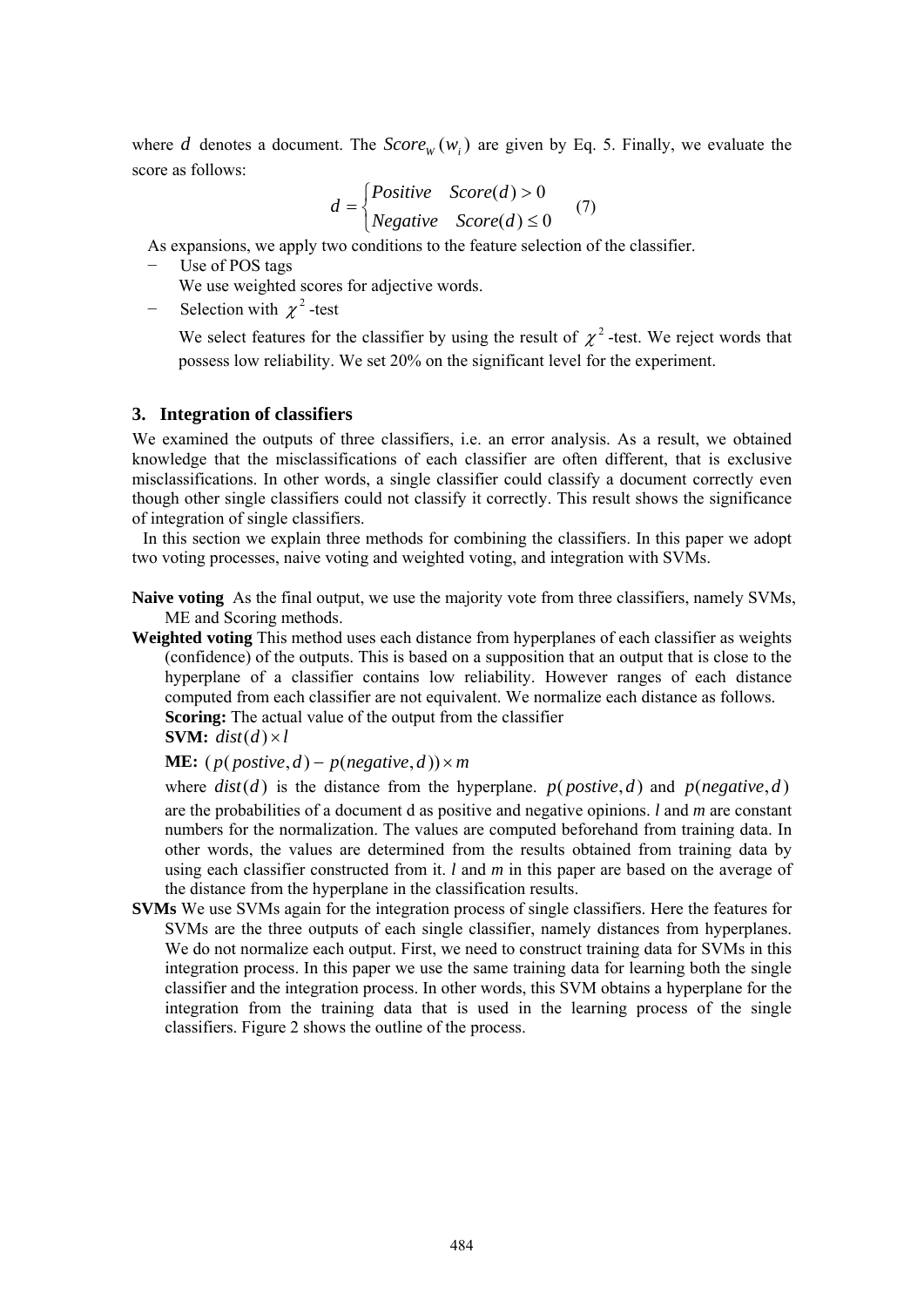where $d$ denotes a document. The $Score_W(w_i)$ are given by Eq. 5. Finally, we evaluate the score as follows:

$$d = \begin{cases} Positive & Score(d) > 0 \\ Negative & Score(d) \leq 0 \end{cases} \quad (7)$$

As expansions, we apply two conditions to the feature selection of the classifier.

- Use of POS tags

  We use weighted scores for adjective words.

- Selection with $\chi^2$-test

  We select features for the classifier by using the result of $\chi^2$-test. We reject words that possess low reliability. We set 20% on the significant level for the experiment.

## 3. Integration of classifiers

We examined the outputs of three classifiers, i.e. an error analysis. As a result, we obtained knowledge that the misclassifications of each classifier are often different, that is exclusive misclassifications. In other words, a single classifier could classify a document correctly even though other single classifiers could not classify it correctly. This result shows the significance of integration of single classifiers.

In this section we explain three methods for combining the classifiers. In this paper we adopt two voting processes, naive voting and weighted voting, and integration with SVMs.

**Naive voting** As the final output, we use the majority vote from three classifiers, namely SVMs, ME and Scoring methods.

**Weighted voting** This method uses each distance from hyperplanes of each classifier as weights (confidence) of the outputs. This is based on a supposition that an output that is close to the hyperplane of a classifier contains low reliability. However ranges of each distance computed from each classifier are not equivalent. We normalize each distance as follows.

**Scoring:** The actual value of the output from the classifier

**SVM:** $dist(d) \times l$

**ME:** $(p(postive, d) - p(negative, d)) \times m$

where $dist(d)$ is the distance from the hyperplane. $p(postive, d)$ and $p(negative, d)$ are the probabilities of a document d as positive and negative opinions. *l* and *m* are constant numbers for the normalization. The values are computed beforehand from training data. In other words, the values are determined from the results obtained from training data by using each classifier constructed from it. *l* and *m* in this paper are based on the average of the distance from the hyperplane in the classification results.

**SVMs** We use SVMs again for the integration process of single classifiers. Here the features for SVMs are the three outputs of each single classifier, namely distances from hyperplanes. We do not normalize each output. First, we need to construct training data for SVMs in this integration process. In this paper we use the same training data for learning both the single classifier and the integration process. In other words, this SVM obtains a hyperplane for the integration from the training data that is used in the learning process of the single classifiers. Figure 2 shows the outline of the process.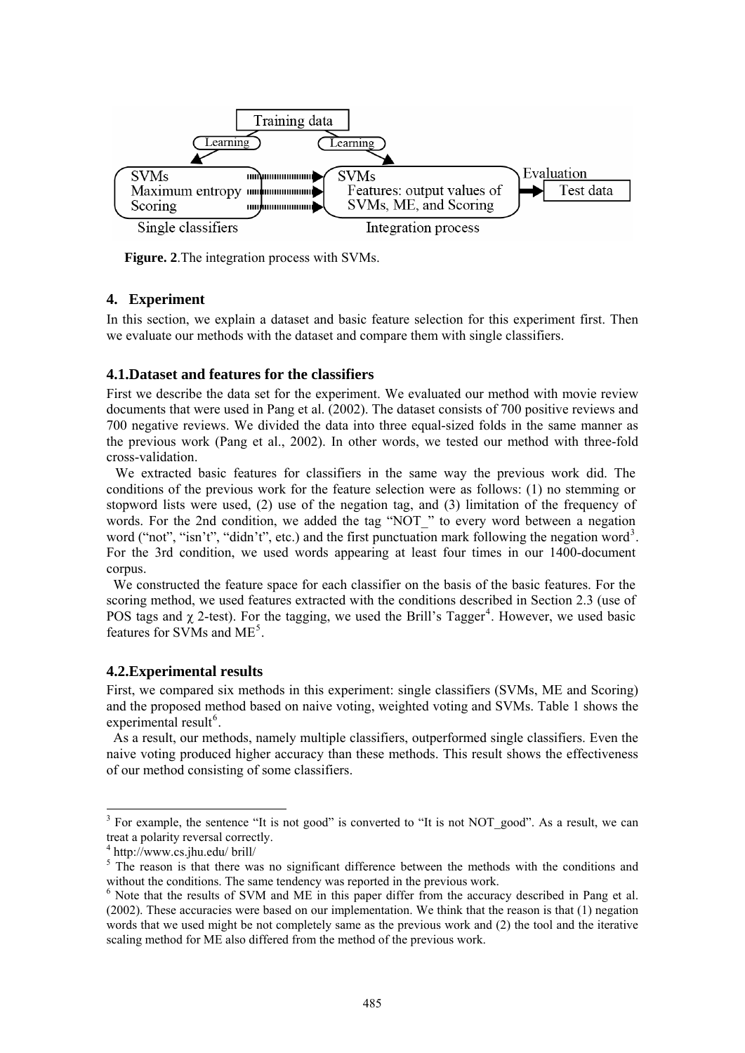**Figure. 2**.The integration process with SVMs.

## 4. Experiment

In this section, we explain a dataset and basic feature selection for this experiment first. Then we evaluate our methods with the dataset and compare them with single classifiers.

### 4.1.Dataset and features for the classifiers

First we describe the data set for the experiment. We evaluated our method with movie review documents that were used in Pang et al. (2002). The dataset consists of 700 positive reviews and 700 negative reviews. We divided the data into three equal-sized folds in the same manner as the previous work (Pang et al., 2002). In other words, we tested our method with three-fold cross-validation.

We extracted basic features for classifiers in the same way the previous work did. The conditions of the previous work for the feature selection were as follows: (1) no stemming or stopword lists were used, (2) use of the negation tag, and (3) limitation of the frequency of words. For the 2nd condition, we added the tag "NOT_" to every word between a negation word ("not", "isn't", "didn't", etc.) and the first punctuation mark following the negation word[3]. For the 3rd condition, we used words appearing at least four times in our 1400-document corpus.

We constructed the feature space for each classifier on the basis of the basic features. For the scoring method, we used features extracted with the conditions described in Section 2.3 (use of POS tags and $\chi$ 2-test). For the tagging, we used the Brill's Tagger[4]. However, we used basic features for SVMs and ME[5].

### 4.2.Experimental results

First, we compared six methods in this experiment: single classifiers (SVMs, ME and Scoring) and the proposed method based on naive voting, weighted voting and SVMs. Table 1 shows the experimental result[6].

As a result, our methods, namely multiple classifiers, outperformed single classifiers. Even the naive voting produced higher accuracy than these methods. This result shows the effectiveness of our method consisting of some classifiers.

---

[3] For example, the sentence "It is not good" is converted to "It is not NOT_good". As a result, we can treat a polarity reversal correctly.

[4] http://www.cs.jhu.edu/ brill/

[5] The reason is that there was no significant difference between the methods with the conditions and without the conditions. The same tendency was reported in the previous work.

[6] Note that the results of SVM and ME in this paper differ from the accuracy described in Pang et al. (2002). These accuracies were based on our implementation. We think that the reason is that (1) negation words that we used might be not completely same as the previous work and (2) the tool and the iterative scaling method for ME also differed from the method of the previous work.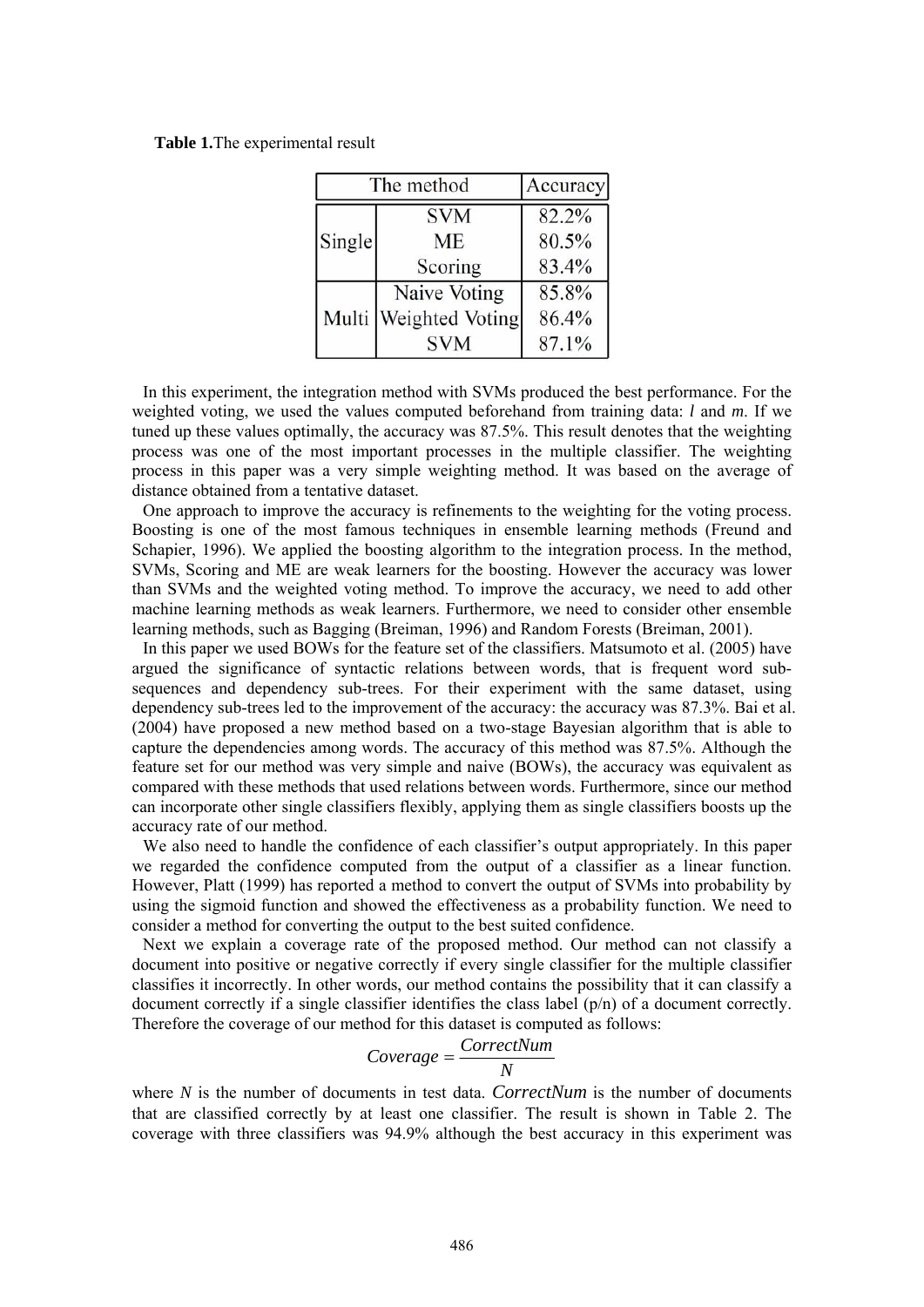**Table 1.** The experimental result

| The method | | Accuracy |
|---|---|---|
| Single | SVM | 82.2% |
| | ME | 80.5% |
| | Scoring | 83.4% |
| Multi | Naive Voting | 85.8% |
| | Weighted Voting | 86.4% |
| | SVM | 87.1% |

In this experiment, the integration method with SVMs produced the best performance. For the weighted voting, we used the values computed beforehand from training data: $l$ and $m$. If we tuned up these values optimally, the accuracy was 87.5%. This result denotes that the weighting process was one of the most important processes in the multiple classifier. The weighting process in this paper was a very simple weighting method. It was based on the average of distance obtained from a tentative dataset.

One approach to improve the accuracy is refinements to the weighting for the voting process. Boosting is one of the most famous techniques in ensemble learning methods (Freund and Schapier, 1996). We applied the boosting algorithm to the integration process. In the method, SVMs, Scoring and ME are weak learners for the boosting. However the accuracy was lower than SVMs and the weighted voting method. To improve the accuracy, we need to add other machine learning methods as weak learners. Furthermore, we need to consider other ensemble learning methods, such as Bagging (Breiman, 1996) and Random Forests (Breiman, 2001).

In this paper we used BOWs for the feature set of the classifiers. Matsumoto et al. (2005) have argued the significance of syntactic relations between words, that is frequent word sub-sequences and dependency sub-trees. For their experiment with the same dataset, using dependency sub-trees led to the improvement of the accuracy: the accuracy was 87.3%. Bai et al. (2004) have proposed a new method based on a two-stage Bayesian algorithm that is able to capture the dependencies among words. The accuracy of this method was 87.5%. Although the feature set for our method was very simple and naive (BOWs), the accuracy was equivalent as compared with these methods that used relations between words. Furthermore, since our method can incorporate other single classifiers flexibly, applying them as single classifiers boosts up the accuracy rate of our method.

We also need to handle the confidence of each classifier's output appropriately. In this paper we regarded the confidence computed from the output of a classifier as a linear function. However, Platt (1999) has reported a method to convert the output of SVMs into probability by using the sigmoid function and showed the effectiveness as a probability function. We need to consider a method for converting the output to the best suited confidence.

Next we explain a coverage rate of the proposed method. Our method can not classify a document into positive or negative correctly if every single classifier for the multiple classifier classifies it incorrectly. In other words, our method contains the possibility that it can classify a document correctly if a single classifier identifies the class label (p/n) of a document correctly. Therefore the coverage of our method for this dataset is computed as follows:

$$Coverage = \frac{CorrectNum}{N}$$

where $N$ is the number of documents in test data. $CorrectNum$ is the number of documents that are classified correctly by at least one classifier. The result is shown in Table 2. The coverage with three classifiers was 94.9% although the best accuracy in this experiment was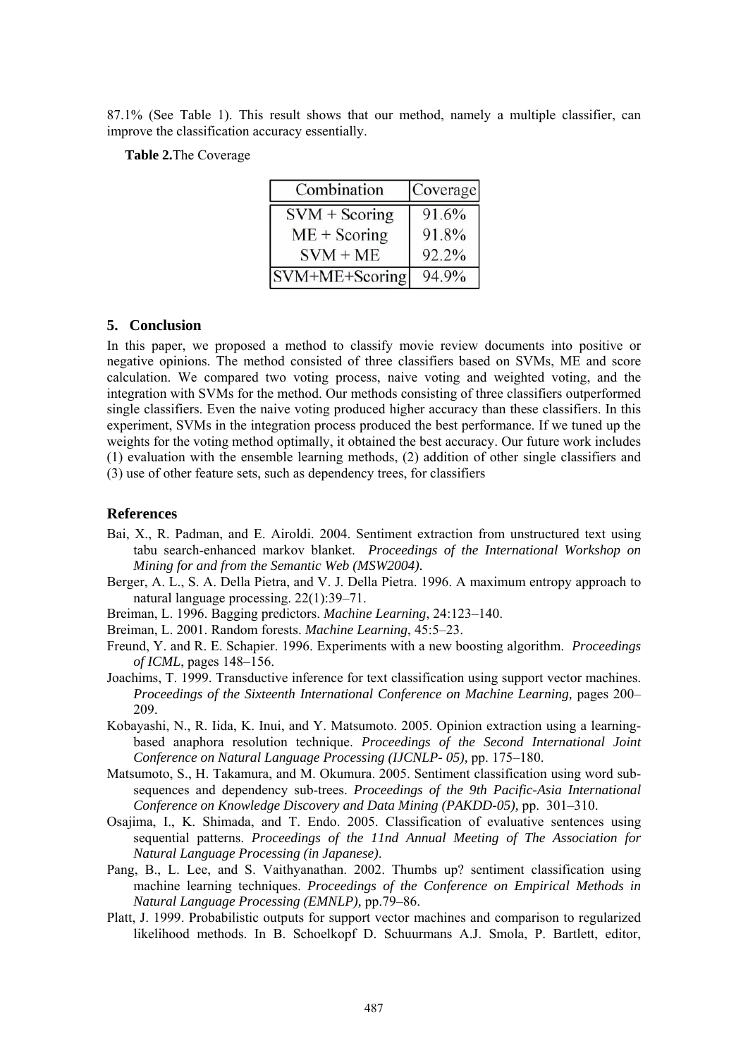87.1% (See Table 1). This result shows that our method, namely a multiple classifier, can improve the classification accuracy essentially.

**Table 2.**The Coverage

| Combination | Coverage |
|---|---|
| SVM + Scoring | 91.6% |
| ME + Scoring | 91.8% |
| SVM + ME | 92.2% |
| SVM+ME+Scoring | 94.9% |

## 5. Conclusion

In this paper, we proposed a method to classify movie review documents into positive or negative opinions. The method consisted of three classifiers based on SVMs, ME and score calculation. We compared two voting process, naive voting and weighted voting, and the integration with SVMs for the method. Our methods consisting of three classifiers outperformed single classifiers. Even the naive voting produced higher accuracy than these classifiers. In this experiment, SVMs in the integration process produced the best performance. If we tuned up the weights for the voting method optimally, it obtained the best accuracy. Our future work includes (1) evaluation with the ensemble learning methods, (2) addition of other single classifiers and (3) use of other feature sets, such as dependency trees, for classifiers

## References

Bai, X., R. Padman, and E. Airoldi. 2004. Sentiment extraction from unstructured text using tabu search-enhanced markov blanket. *Proceedings of the International Workshop on Mining for and from the Semantic Web (MSW2004).*

Berger, A. L., S. A. Della Pietra, and V. J. Della Pietra. 1996. A maximum entropy approach to natural language processing. 22(1):39–71.

Breiman, L. 1996. Bagging predictors. *Machine Learning*, 24:123–140.

Breiman, L. 2001. Random forests. *Machine Learning*, 45:5–23.

Freund, Y. and R. E. Schapier. 1996. Experiments with a new boosting algorithm. *Proceedings of ICML*, pages 148–156.

Joachims, T. 1999. Transductive inference for text classification using support vector machines. *Proceedings of the Sixteenth International Conference on Machine Learning,* pages 200–209.

Kobayashi, N., R. Iida, K. Inui, and Y. Matsumoto. 2005. Opinion extraction using a learning-based anaphora resolution technique. *Proceedings of the Second International Joint Conference on Natural Language Processing (IJCNLP- 05),* pp. 175–180.

Matsumoto, S., H. Takamura, and M. Okumura. 2005. Sentiment classification using word sub-sequences and dependency sub-trees. *Proceedings of the 9th Pacific-Asia International Conference on Knowledge Discovery and Data Mining (PAKDD-05),* pp. 301–310.

Osajima, I., K. Shimada, and T. Endo. 2005. Classification of evaluative sentences using sequential patterns. *Proceedings of the 11nd Annual Meeting of The Association for Natural Language Processing (in Japanese).*

Pang, B., L. Lee, and S. Vaithyanathan. 2002. Thumbs up? sentiment classification using machine learning techniques. *Proceedings of the Conference on Empirical Methods in Natural Language Processing (EMNLP),* pp.79–86.

Platt, J. 1999. Probabilistic outputs for support vector machines and comparison to regularized likelihood methods. In B. Schoelkopf D. Schuurmans A.J. Smola, P. Bartlett, editor,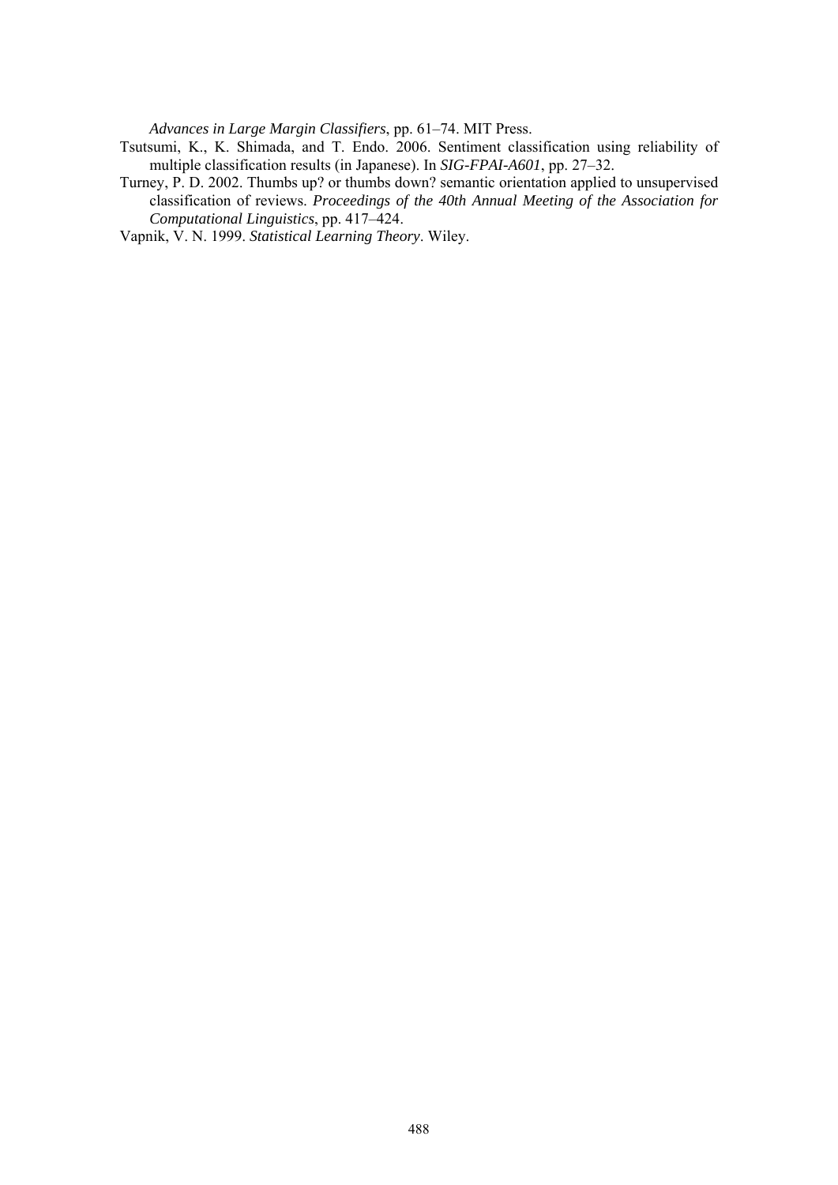*Advances in Large Margin Classifiers*, pp. 61–74. MIT Press.

Tsutsumi, K., K. Shimada, and T. Endo. 2006. Sentiment classification using reliability of multiple classification results (in Japanese). In *SIG-FPAI-A601*, pp. 27–32.

Turney, P. D. 2002. Thumbs up? or thumbs down? semantic orientation applied to unsupervised classification of reviews. *Proceedings of the 40th Annual Meeting of the Association for Computational Linguistics*, pp. 417–424.

Vapnik, V. N. 1999. *Statistical Learning Theory*. Wiley.